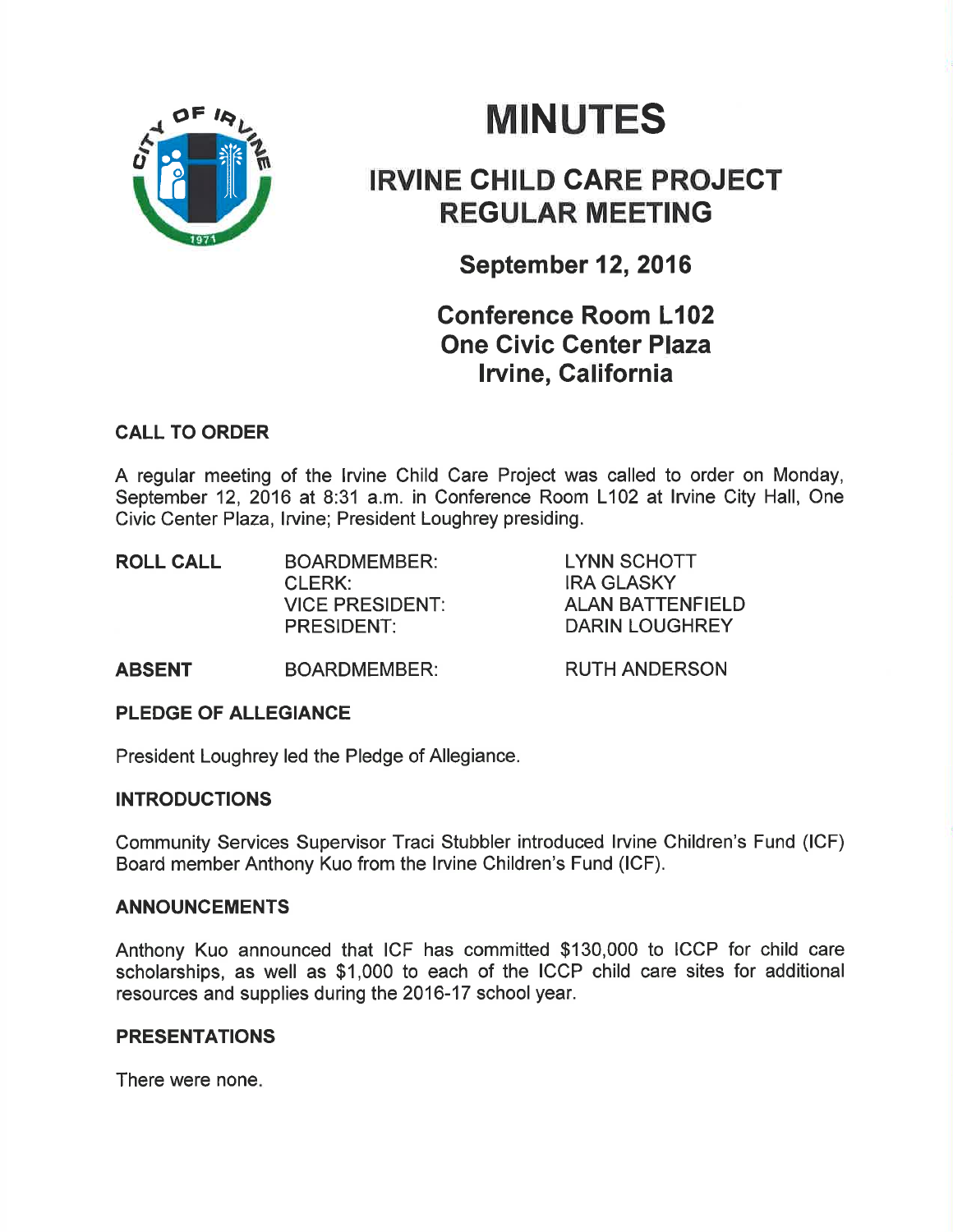# MINUTES

## IRVINE CHILD CARE PROJECT REGULAR MEETING

### September 12, 2016

### Conference Room L102
### One Civic Center Plaza
### Irvine, California

**CALL TO ORDER**

A regular meeting of the Irvine Child Care Project was called to order on Monday, September 12, 2016 at 8:31 a.m. in Conference Room L102 at Irvine City Hall, One Civic Center Plaza, Irvine; President Loughrey presiding.

| | | |
|---|---|---|
| **ROLL CALL** | BOARDMEMBER: | LYNN SCHOTT |
| | CLERK: | IRA GLASKY |
| | VICE PRESIDENT: | ALAN BATTENFIELD |
| | PRESIDENT: | DARIN LOUGHREY |
| **ABSENT** | BOARDMEMBER: | RUTH ANDERSON |

**PLEDGE OF ALLEGIANCE**

President Loughrey led the Pledge of Allegiance.

**INTRODUCTIONS**

Community Services Supervisor Traci Stubbler introduced Irvine Children's Fund (ICF) Board member Anthony Kuo from the Irvine Children's Fund (ICF).

**ANNOUNCEMENTS**

Anthony Kuo announced that ICF has committed $130,000 to ICCP for child care scholarships, as well as $1,000 to each of the ICCP child care sites for additional resources and supplies during the 2016-17 school year.

**PRESENTATIONS**

There were none.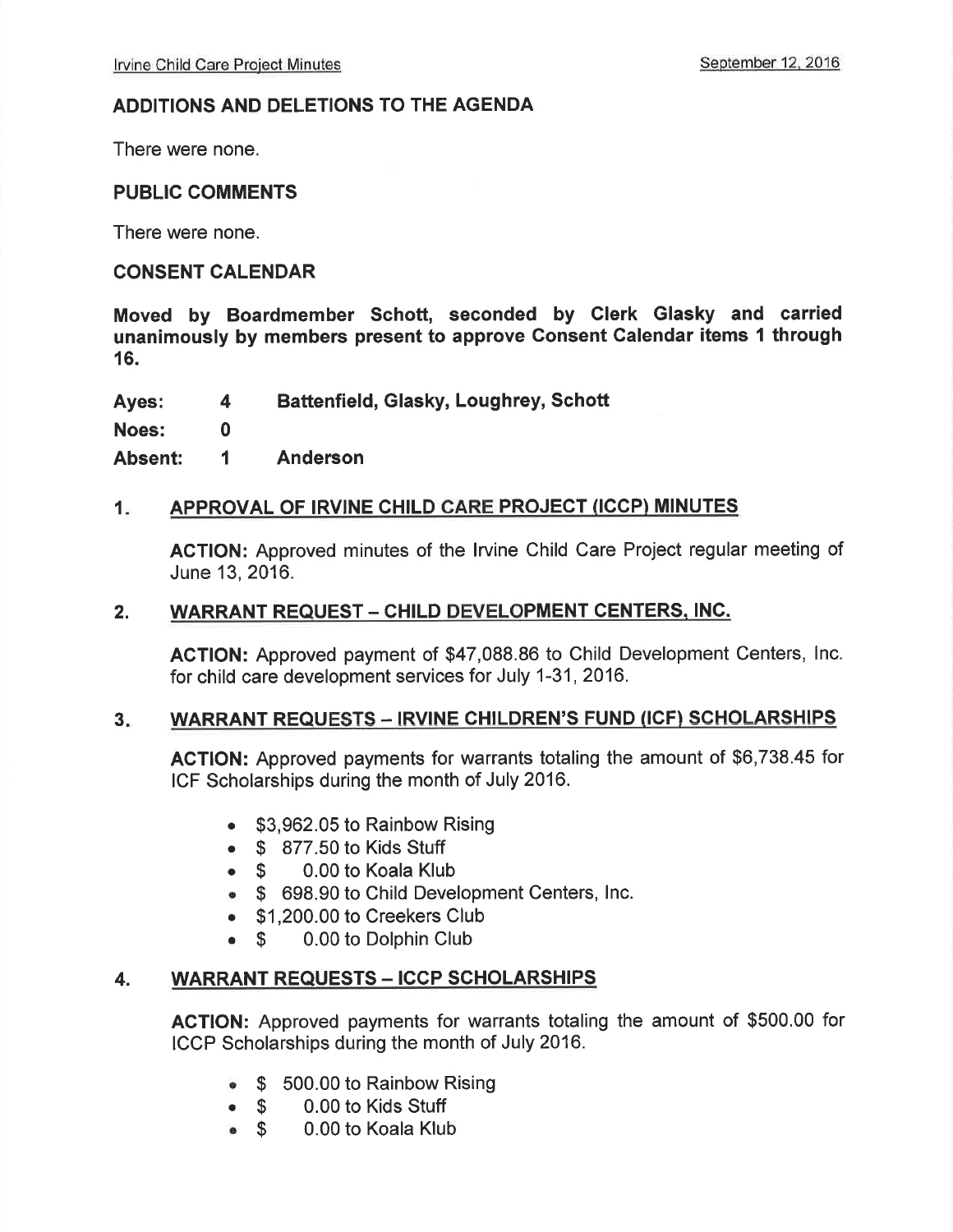## ADDITIONS AND DELETIONS TO THE AGENDA

There were none.

## PUBLIC COMMENTS

There were none.

## CONSENT CALENDAR

**Moved by Boardmember Schott, seconded by Clerk Glasky and carried unanimously by members present to approve Consent Calendar items 1 through 16.**

| | | |
|---|---|---|
| **Ayes:** | **4** | **Battenfield, Glasky, Loughrey, Schott** |
| **Noes:** | **0** | |
| **Absent:** | **1** | **Anderson** |

### 1. APPROVAL OF IRVINE CHILD CARE PROJECT (ICCP) MINUTES

**ACTION:** Approved minutes of the Irvine Child Care Project regular meeting of June 13, 2016.

### 2. WARRANT REQUEST – CHILD DEVELOPMENT CENTERS, INC.

**ACTION:** Approved payment of $47,088.86 to Child Development Centers, Inc. for child care development services for July 1-31, 2016.

### 3. WARRANT REQUESTS – IRVINE CHILDREN'S FUND (ICF) SCHOLARSHIPS

**ACTION:** Approved payments for warrants totaling the amount of $6,738.45 for ICF Scholarships during the month of July 2016.

- $3,962.05 to Rainbow Rising
- $ 877.50 to Kids Stuff
- $ 0.00 to Koala Klub
- $ 698.90 to Child Development Centers, Inc.
- $1,200.00 to Creekers Club
- $ 0.00 to Dolphin Club

### 4. WARRANT REQUESTS – ICCP SCHOLARSHIPS

**ACTION:** Approved payments for warrants totaling the amount of $500.00 for ICCP Scholarships during the month of July 2016.

- $ 500.00 to Rainbow Rising
- $ 0.00 to Kids Stuff
- $ 0.00 to Koala Klub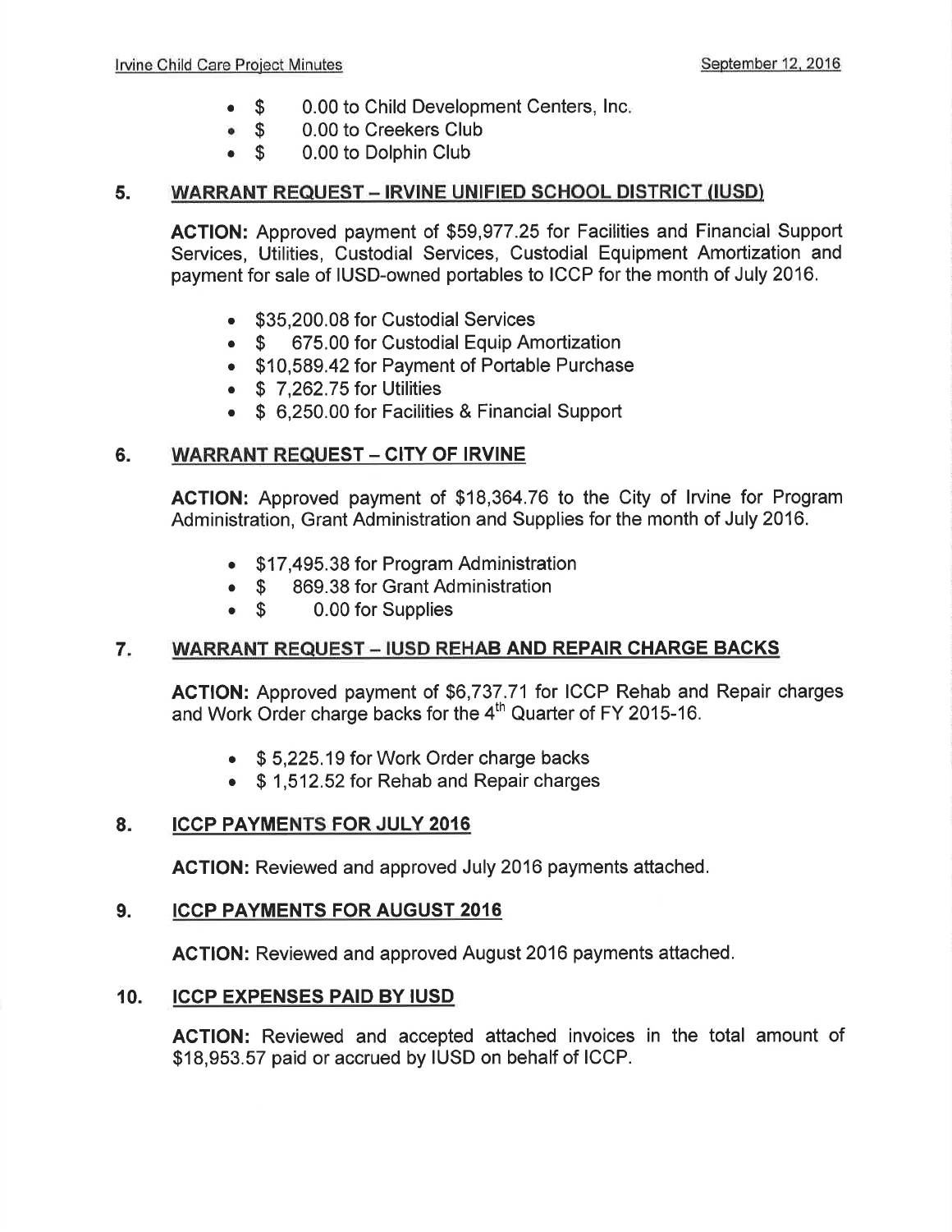- $ 0.00 to Child Development Centers, Inc.
- $ 0.00 to Creekers Club
- $ 0.00 to Dolphin Club

## 5. WARRANT REQUEST – IRVINE UNIFIED SCHOOL DISTRICT (IUSD)

**ACTION:** Approved payment of $59,977.25 for Facilities and Financial Support Services, Utilities, Custodial Services, Custodial Equipment Amortization and payment for sale of IUSD-owned portables to ICCP for the month of July 2016.

- $35,200.08 for Custodial Services
- $ 675.00 for Custodial Equip Amortization
- $10,589.42 for Payment of Portable Purchase
- $ 7,262.75 for Utilities
- $ 6,250.00 for Facilities & Financial Support

## 6. WARRANT REQUEST – CITY OF IRVINE

**ACTION:** Approved payment of $18,364.76 to the City of Irvine for Program Administration, Grant Administration and Supplies for the month of July 2016.

- $17,495.38 for Program Administration
- $ 869.38 for Grant Administration
- $ 0.00 for Supplies

## 7. WARRANT REQUEST – IUSD REHAB AND REPAIR CHARGE BACKS

**ACTION:** Approved payment of $6,737.71 for ICCP Rehab and Repair charges and Work Order charge backs for the 4th Quarter of FY 2015-16.

- $ 5,225.19 for Work Order charge backs
- $ 1,512.52 for Rehab and Repair charges

## 8. ICCP PAYMENTS FOR JULY 2016

**ACTION:** Reviewed and approved July 2016 payments attached.

## 9. ICCP PAYMENTS FOR AUGUST 2016

**ACTION:** Reviewed and approved August 2016 payments attached.

## 10. ICCP EXPENSES PAID BY IUSD

**ACTION:** Reviewed and accepted attached invoices in the total amount of $18,953.57 paid or accrued by IUSD on behalf of ICCP.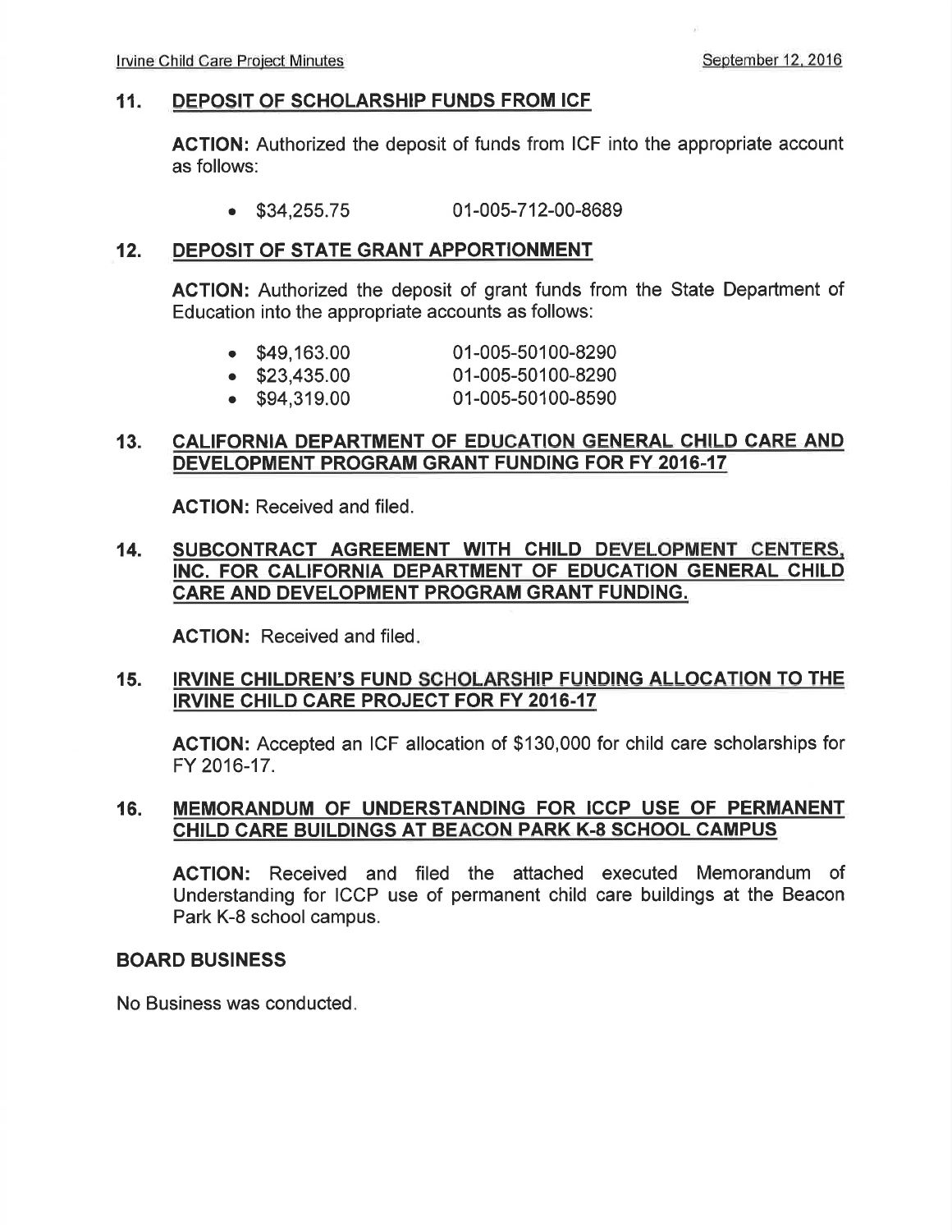## 11. DEPOSIT OF SCHOLARSHIP FUNDS FROM ICF

**ACTION:** Authorized the deposit of funds from ICF into the appropriate account as follows:

- $34,255.75 01-005-712-00-8689

## 12. DEPOSIT OF STATE GRANT APPORTIONMENT

**ACTION:** Authorized the deposit of grant funds from the State Department of Education into the appropriate accounts as follows:

- $49,163.00 01-005-50100-8290
- $23,435.00 01-005-50100-8290
- $94,319.00 01-005-50100-8590

## 13. CALIFORNIA DEPARTMENT OF EDUCATION GENERAL CHILD CARE AND DEVELOPMENT PROGRAM GRANT FUNDING FOR FY 2016-17

**ACTION:** Received and filed.

## 14. SUBCONTRACT AGREEMENT WITH CHILD DEVELOPMENT CENTERS, INC. FOR CALIFORNIA DEPARTMENT OF EDUCATION GENERAL CHILD CARE AND DEVELOPMENT PROGRAM GRANT FUNDING.

**ACTION:** Received and filed.

## 15. IRVINE CHILDREN'S FUND SCHOLARSHIP FUNDING ALLOCATION TO THE IRVINE CHILD CARE PROJECT FOR FY 2016-17

**ACTION:** Accepted an ICF allocation of $130,000 for child care scholarships for FY 2016-17.

## 16. MEMORANDUM OF UNDERSTANDING FOR ICCP USE OF PERMANENT CHILD CARE BUILDINGS AT BEACON PARK K-8 SCHOOL CAMPUS

**ACTION:** Received and filed the attached executed Memorandum of Understanding for ICCP use of permanent child care buildings at the Beacon Park K-8 school campus.

## BOARD BUSINESS

No Business was conducted.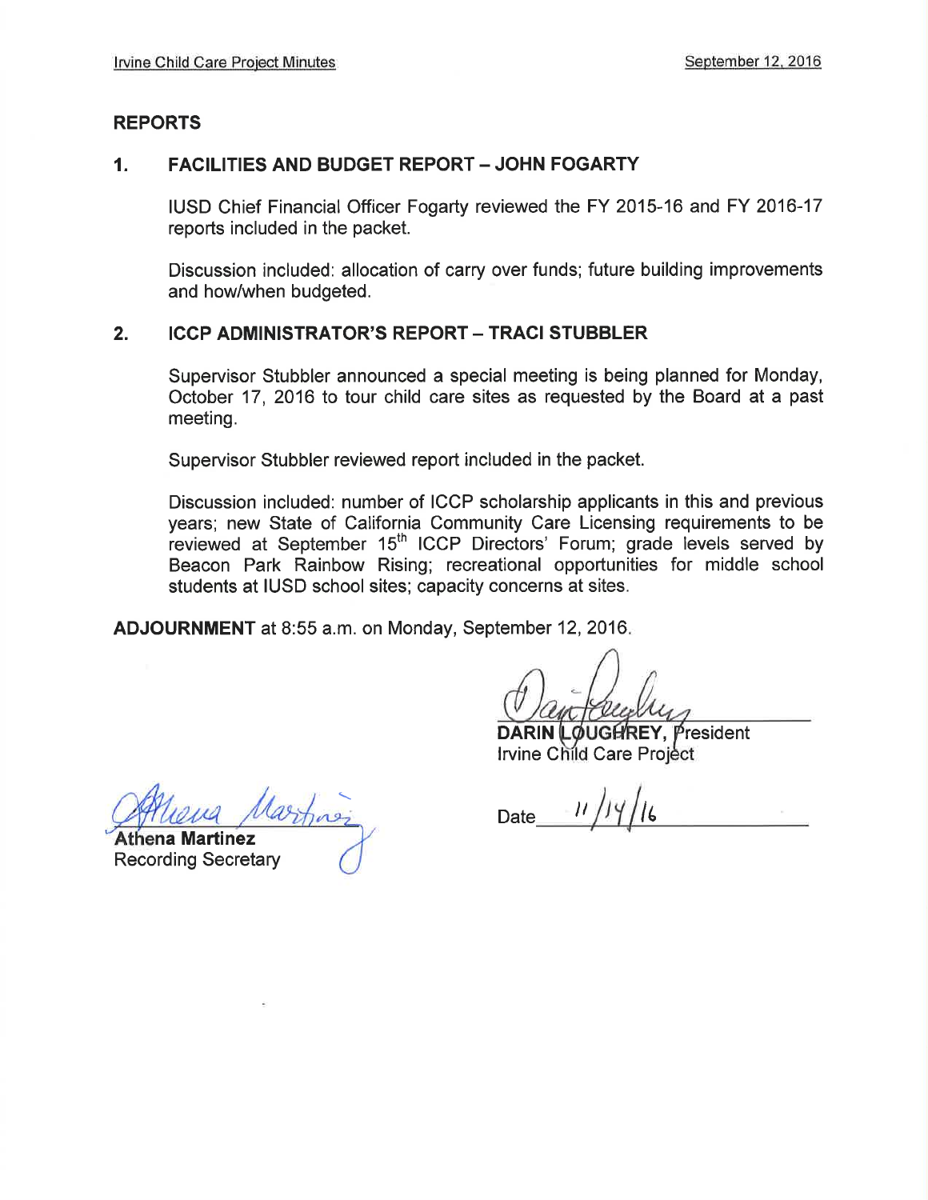## REPORTS

### 1. FACILITIES AND BUDGET REPORT – JOHN FOGARTY

IUSD Chief Financial Officer Fogarty reviewed the FY 2015-16 and FY 2016-17 reports included in the packet.

Discussion included: allocation of carry over funds; future building improvements and how/when budgeted.

### 2. ICCP ADMINISTRATOR'S REPORT – TRACI STUBBLER

Supervisor Stubbler announced a special meeting is being planned for Monday, October 17, 2016 to tour child care sites as requested by the Board at a past meeting.

Supervisor Stubbler reviewed report included in the packet.

Discussion included: number of ICCP scholarship applicants in this and previous years; new State of California Community Care Licensing requirements to be reviewed at September 15th ICCP Directors' Forum; grade levels served by Beacon Park Rainbow Rising; recreational opportunities for middle school students at IUSD school sites; capacity concerns at sites.

**ADJOURNMENT** at 8:55 a.m. on Monday, September 12, 2016.

**DARIN LOUGHREY**, President
Irvine Child Care Project

Date 11/14/16

**Athena Martinez**
Recording Secretary